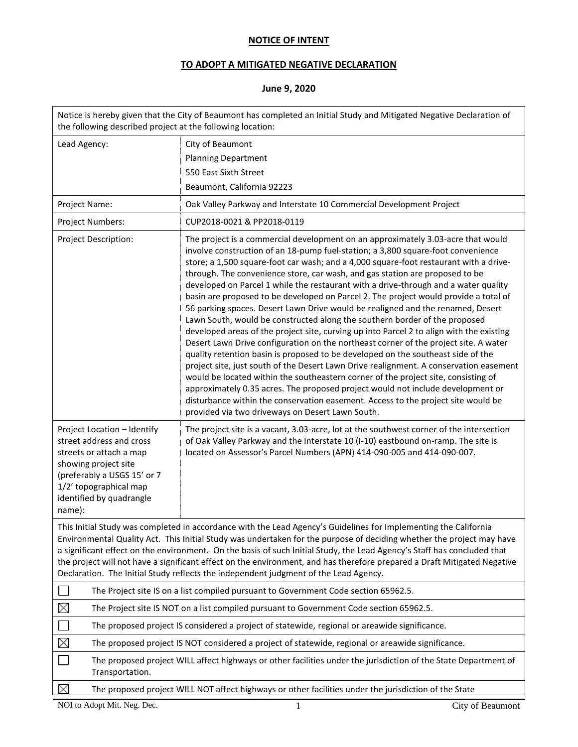# NOTICE OF INTENT

## TO ADOPT A MITIGATED NEGATIVE DECLARATION

### June 9, 2020

Notice is hereby given that the City of Beaumont has completed an Initial Study and Mitigated Negative Declaration of the following described project at the following location:

| | |
|---|---|
| Lead Agency: | City of Beaumont<br>Planning Department<br>550 East Sixth Street<br>Beaumont, California 92223 |
| Project Name: | Oak Valley Parkway and Interstate 10 Commercial Development Project |
| Project Numbers: | CUP2018-0021 & PP2018-0119 |
| Project Description: | The project is a commercial development on an approximately 3.03-acre that would involve construction of an 18-pump fuel-station; a 3,800 square-foot convenience store; a 1,500 square-foot car wash; and a 4,000 square-foot restaurant with a drive-through. The convenience store, car wash, and gas station are proposed to be developed on Parcel 1 while the restaurant with a drive-through and a water quality basin are proposed to be developed on Parcel 2. The project would provide a total of 56 parking spaces. Desert Lawn Drive would be realigned and the renamed, Desert Lawn South, would be constructed along the southern border of the proposed developed areas of the project site, curving up into Parcel 2 to align with the existing Desert Lawn Drive configuration on the northeast corner of the project site. A water quality retention basin is proposed to be developed on the southeast side of the project site, just south of the Desert Lawn Drive realignment. A conservation easement would be located within the southeastern corner of the project site, consisting of approximately 0.35 acres. The proposed project would not include development or disturbance within the conservation easement. Access to the project site would be provided via two driveways on Desert Lawn South. |
| Project Location – Identify street address and cross streets or attach a map showing project site (preferably a USGS 15' or 7 1/2' topographical map identified by quadrangle name): | The project site is a vacant, 3.03-acre, lot at the southwest corner of the intersection of Oak Valley Parkway and the Interstate 10 (I-10) eastbound on-ramp. The site is located on Assessor's Parcel Numbers (APN) 414-090-005 and 414-090-007. |

This Initial Study was completed in accordance with the Lead Agency's Guidelines for Implementing the California Environmental Quality Act. This Initial Study was undertaken for the purpose of deciding whether the project may have a significant effect on the environment. On the basis of such Initial Study, the Lead Agency's Staff has concluded that the project will not have a significant effect on the environment, and has therefore prepared a Draft Mitigated Negative Declaration. The Initial Study reflects the independent judgment of the Lead Agency.

- ☐ The Project site IS on a list compiled pursuant to Government Code section 65962.5.
- ☒ The Project site IS NOT on a list compiled pursuant to Government Code section 65962.5.
- ☐ The proposed project IS considered a project of statewide, regional or areawide significance.
- ☒ The proposed project IS NOT considered a project of statewide, regional or areawide significance.
- ☐ The proposed project WILL affect highways or other facilities under the jurisdiction of the State Department of Transportation.
- ☒ The proposed project WILL NOT affect highways or other facilities under the jurisdiction of the State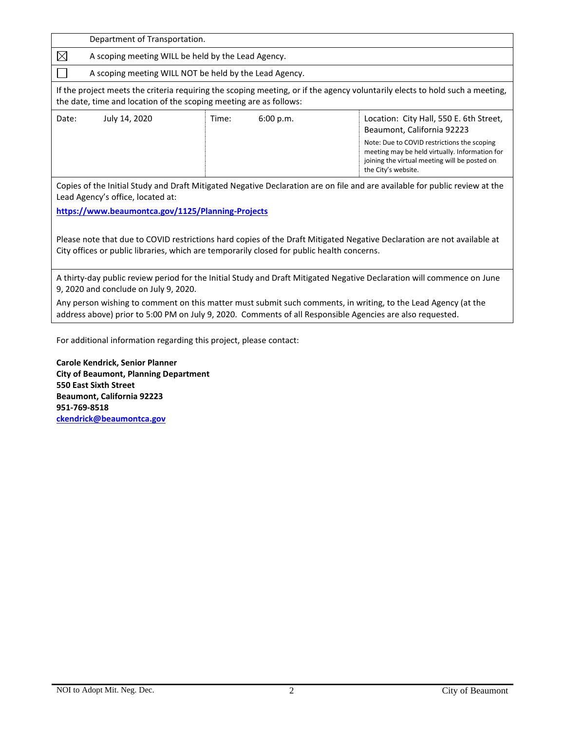Department of Transportation.

☒ A scoping meeting WILL be held by the Lead Agency.

☐ A scoping meeting WILL NOT be held by the Lead Agency.

If the project meets the criteria requiring the scoping meeting, or if the agency voluntarily elects to hold such a meeting, the date, time and location of the scoping meeting are as follows:

| | | |
|---|---|---|
| Date: July 14, 2020 | Time: 6:00 p.m. | Location: City Hall, 550 E. 6th Street, Beaumont, California 92223<br><br>Note: Due to COVID restrictions the scoping meeting may be held virtually. Information for joining the virtual meeting will be posted on the City's website. |

Copies of the Initial Study and Draft Mitigated Negative Declaration are on file and are available for public review at the Lead Agency's office, located at:

**https://www.beaumontca.gov/1125/Planning-Projects**

Please note that due to COVID restrictions hard copies of the Draft Mitigated Negative Declaration are not available at City offices or public libraries, which are temporarily closed for public health concerns.

A thirty-day public review period for the Initial Study and Draft Mitigated Negative Declaration will commence on June 9, 2020 and conclude on July 9, 2020.

Any person wishing to comment on this matter must submit such comments, in writing, to the Lead Agency (at the address above) prior to 5:00 PM on July 9, 2020. Comments of all Responsible Agencies are also requested.

For additional information regarding this project, please contact:

**Carole Kendrick, Senior Planner**
**City of Beaumont, Planning Department**
**550 East Sixth Street**
**Beaumont, California 92223**
**951-769-8518**
**ckendrick@beaumontca.gov**